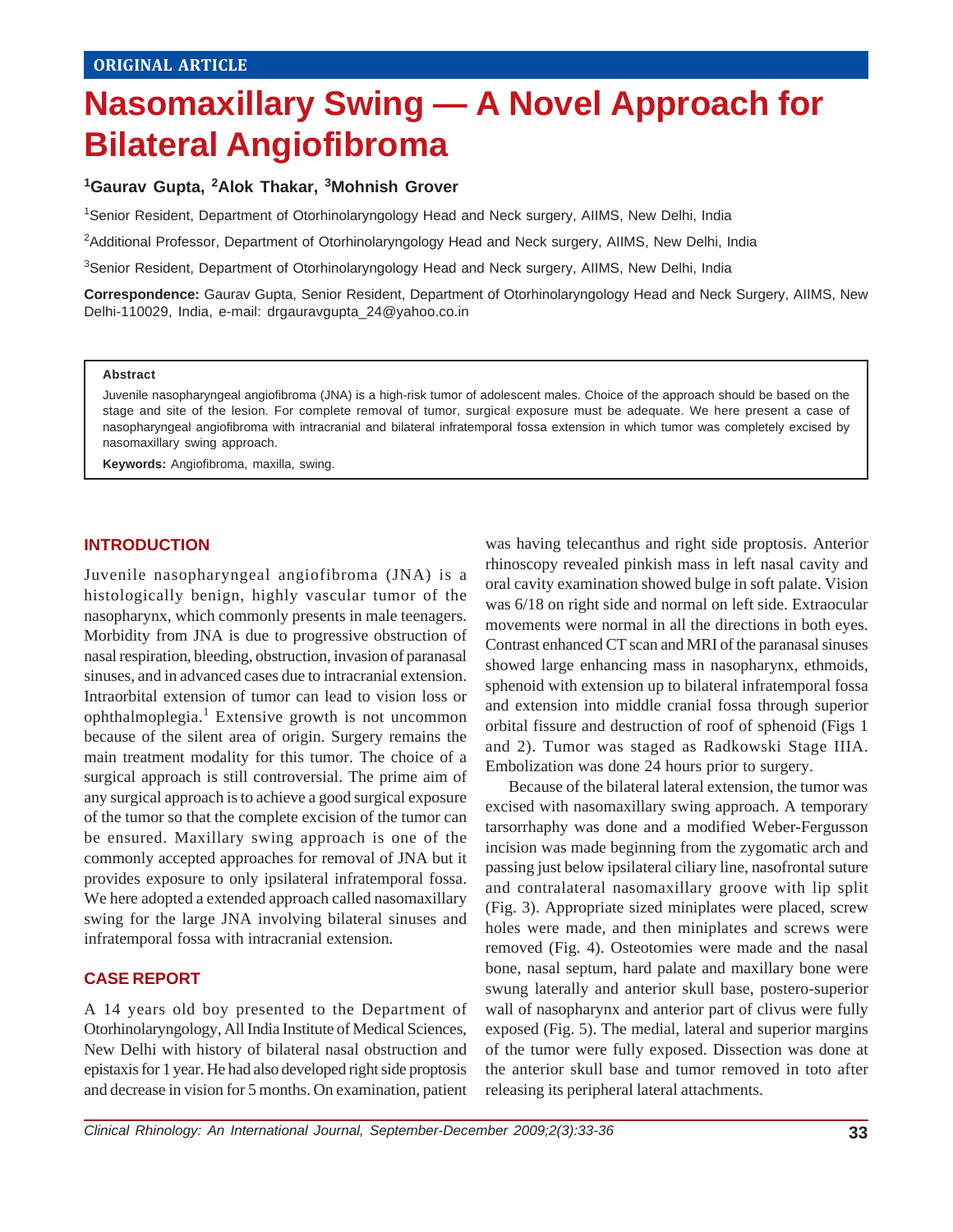ORIGINAL ARTICLE

# Nasomaxillary Swing — A Novel Approach for Bilateral Angiofibroma

**[1]Gaurav Gupta, [2]Alok Thakar, [3]Mohnish Grover**

[1]Senior Resident, Department of Otorhinolaryngology Head and Neck surgery, AIIMS, New Delhi, India

[2]Additional Professor, Department of Otorhinolaryngology Head and Neck surgery, AIIMS, New Delhi, India

[3]Senior Resident, Department of Otorhinolaryngology Head and Neck surgery, AIIMS, New Delhi, India

**Correspondence:** Gaurav Gupta, Senior Resident, Department of Otorhinolaryngology Head and Neck Surgery, AIIMS, New Delhi-110029, India, e-mail: drgauravgupta_24@yahoo.co.in

**Abstract**

Juvenile nasopharyngeal angiofibroma (JNA) is a high-risk tumor of adolescent males. Choice of the approach should be based on the stage and site of the lesion. For complete removal of tumor, surgical exposure must be adequate. We here present a case of nasopharyngeal angiofibroma with intracranial and bilateral infratemporal fossa extension in which tumor was completely excised by nasomaxillary swing approach.

**Keywords:** Angiofibroma, maxilla, swing.

## INTRODUCTION

Juvenile nasopharyngeal angiofibroma (JNA) is a histologically benign, highly vascular tumor of the nasopharynx, which commonly presents in male teenagers. Morbidity from JNA is due to progressive obstruction of nasal respiration, bleeding, obstruction, invasion of paranasal sinuses, and in advanced cases due to intracranial extension. Intraorbital extension of tumor can lead to vision loss or ophthalmoplegia.[1] Extensive growth is not uncommon because of the silent area of origin. Surgery remains the main treatment modality for this tumor. The choice of a surgical approach is still controversial. The prime aim of any surgical approach is to achieve a good surgical exposure of the tumor so that the complete excision of the tumor can be ensured. Maxillary swing approach is one of the commonly accepted approaches for removal of JNA but it provides exposure to only ipsilateral infratemporal fossa. We here adopted a extended approach called nasomaxillary swing for the large JNA involving bilateral sinuses and infratemporal fossa with intracranial extension.

## CASE REPORT

A 14 years old boy presented to the Department of Otorhinolaryngology, All India Institute of Medical Sciences, New Delhi with history of bilateral nasal obstruction and epistaxis for 1 year. He had also developed right side proptosis and decrease in vision for 5 months. On examination, patient was having telecanthus and right side proptosis. Anterior rhinoscopy revealed pinkish mass in left nasal cavity and oral cavity examination showed bulge in soft palate. Vision was 6/18 on right side and normal on left side. Extraocular movements were normal in all the directions in both eyes. Contrast enhanced CT scan and MRI of the paranasal sinuses showed large enhancing mass in nasopharynx, ethmoids, sphenoid with extension up to bilateral infratemporal fossa and extension into middle cranial fossa through superior orbital fissure and destruction of roof of sphenoid (Figs 1 and 2). Tumor was staged as Radkowski Stage IIIA. Embolization was done 24 hours prior to surgery.

Because of the bilateral lateral extension, the tumor was excised with nasomaxillary swing approach. A temporary tarsorrhaphy was done and a modified Weber-Fergusson incision was made beginning from the zygomatic arch and passing just below ipsilateral ciliary line, nasofrontal suture and contralateral nasomaxillary groove with lip split (Fig. 3). Appropriate sized miniplates were placed, screw holes were made, and then miniplates and screws were removed (Fig. 4). Osteotomies were made and the nasal bone, nasal septum, hard palate and maxillary bone were swung laterally and anterior skull base, postero-superior wall of nasopharynx and anterior part of clivus were fully exposed (Fig. 5). The medial, lateral and superior margins of the tumor were fully exposed. Dissection was done at the anterior skull base and tumor removed in toto after releasing its peripheral lateral attachments.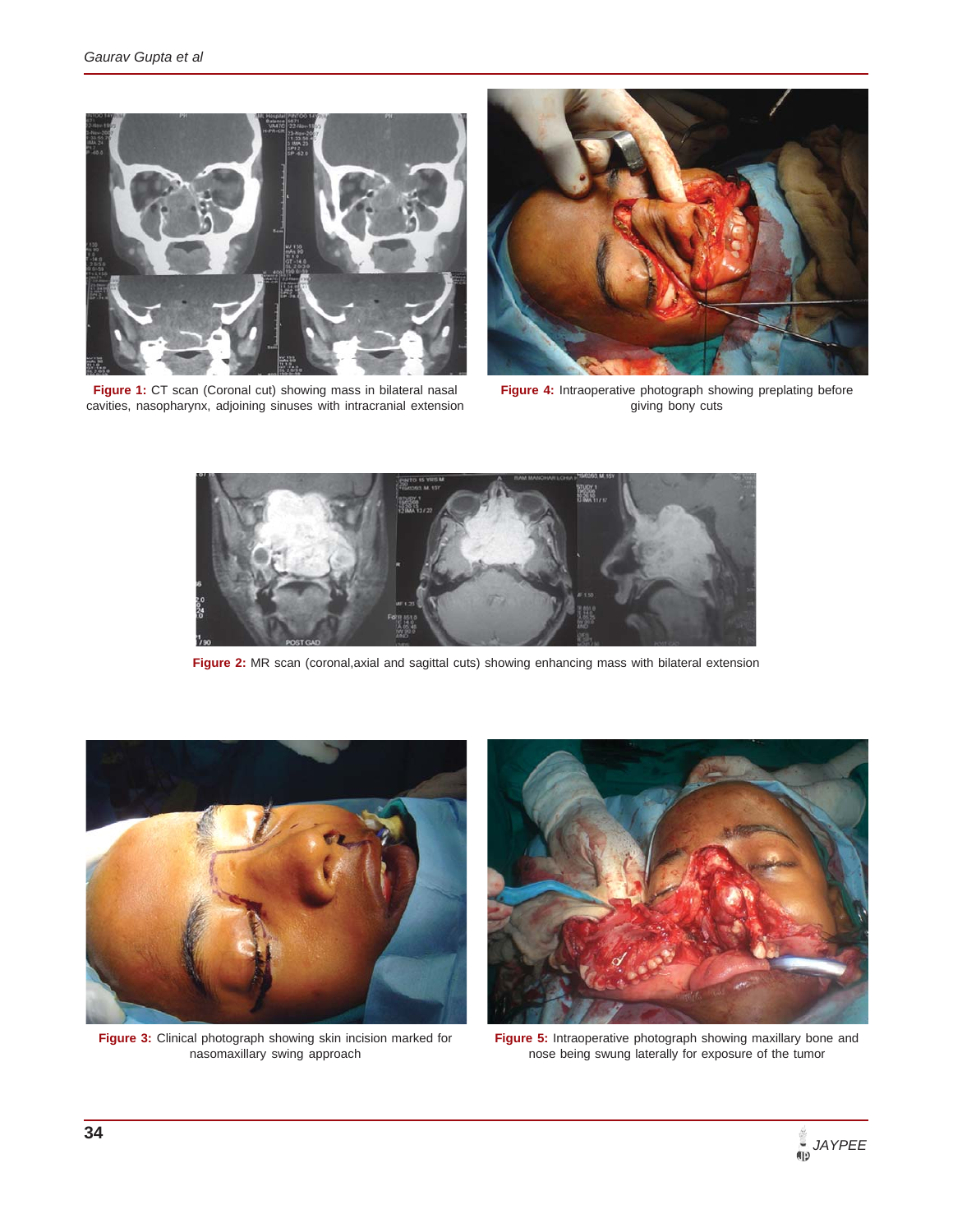**Figure 1:** CT scan (Coronal cut) showing mass in bilateral nasal cavities, nasopharynx, adjoining sinuses with intracranial extension

**Figure 4:** Intraoperative photograph showing preplating before giving bony cuts

**Figure 2:** MR scan (coronal,axial and sagittal cuts) showing enhancing mass with bilateral extension

**Figure 3:** Clinical photograph showing skin incision marked for nasomaxillary swing approach

**Figure 5:** Intraoperative photograph showing maxillary bone and nose being swung laterally for exposure of the tumor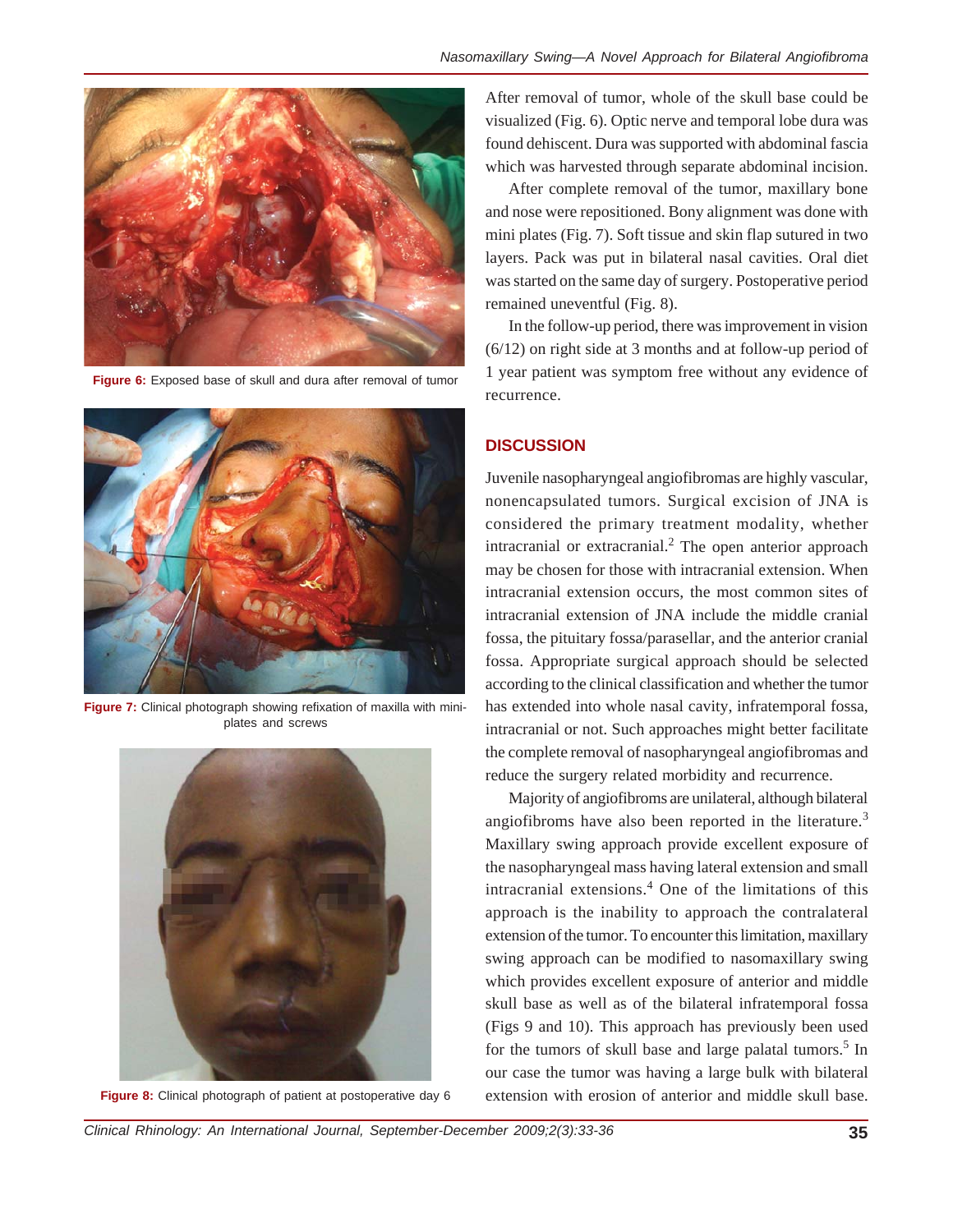Figure 6: Exposed base of skull and dura after removal of tumor

Figure 7: Clinical photograph showing refixation of maxilla with mini-plates and screws

Figure 8: Clinical photograph of patient at postoperative day 6

After removal of tumor, whole of the skull base could be visualized (Fig. 6). Optic nerve and temporal lobe dura was found dehiscent. Dura was supported with abdominal fascia which was harvested through separate abdominal incision.

After complete removal of the tumor, maxillary bone and nose were repositioned. Bony alignment was done with mini plates (Fig. 7). Soft tissue and skin flap sutured in two layers. Pack was put in bilateral nasal cavities. Oral diet was started on the same day of surgery. Postoperative period remained uneventful (Fig. 8).

In the follow-up period, there was improvement in vision (6/12) on right side at 3 months and at follow-up period of 1 year patient was symptom free without any evidence of recurrence.

## DISCUSSION

Juvenile nasopharyngeal angiofibromas are highly vascular, nonencapsulated tumors. Surgical excision of JNA is considered the primary treatment modality, whether intracranial or extracranial.[2] The open anterior approach may be chosen for those with intracranial extension. When intracranial extension occurs, the most common sites of intracranial extension of JNA include the middle cranial fossa, the pituitary fossa/parasellar, and the anterior cranial fossa. Appropriate surgical approach should be selected according to the clinical classification and whether the tumor has extended into whole nasal cavity, infratemporal fossa, intracranial or not. Such approaches might better facilitate the complete removal of nasopharyngeal angiofibromas and reduce the surgery related morbidity and recurrence.

Majority of angiofibroms are unilateral, although bilateral angiofibroms have also been reported in the literature.[3] Maxillary swing approach provide excellent exposure of the nasopharyngeal mass having lateral extension and small intracranial extensions.[4] One of the limitations of this approach is the inability to approach the contralateral extension of the tumor. To encounter this limitation, maxillary swing approach can be modified to nasomaxillary swing which provides excellent exposure of anterior and middle skull base as well as of the bilateral infratemporal fossa (Figs 9 and 10). This approach has previously been used for the tumors of skull base and large palatal tumors.[5] In our case the tumor was having a large bulk with bilateral extension with erosion of anterior and middle skull base.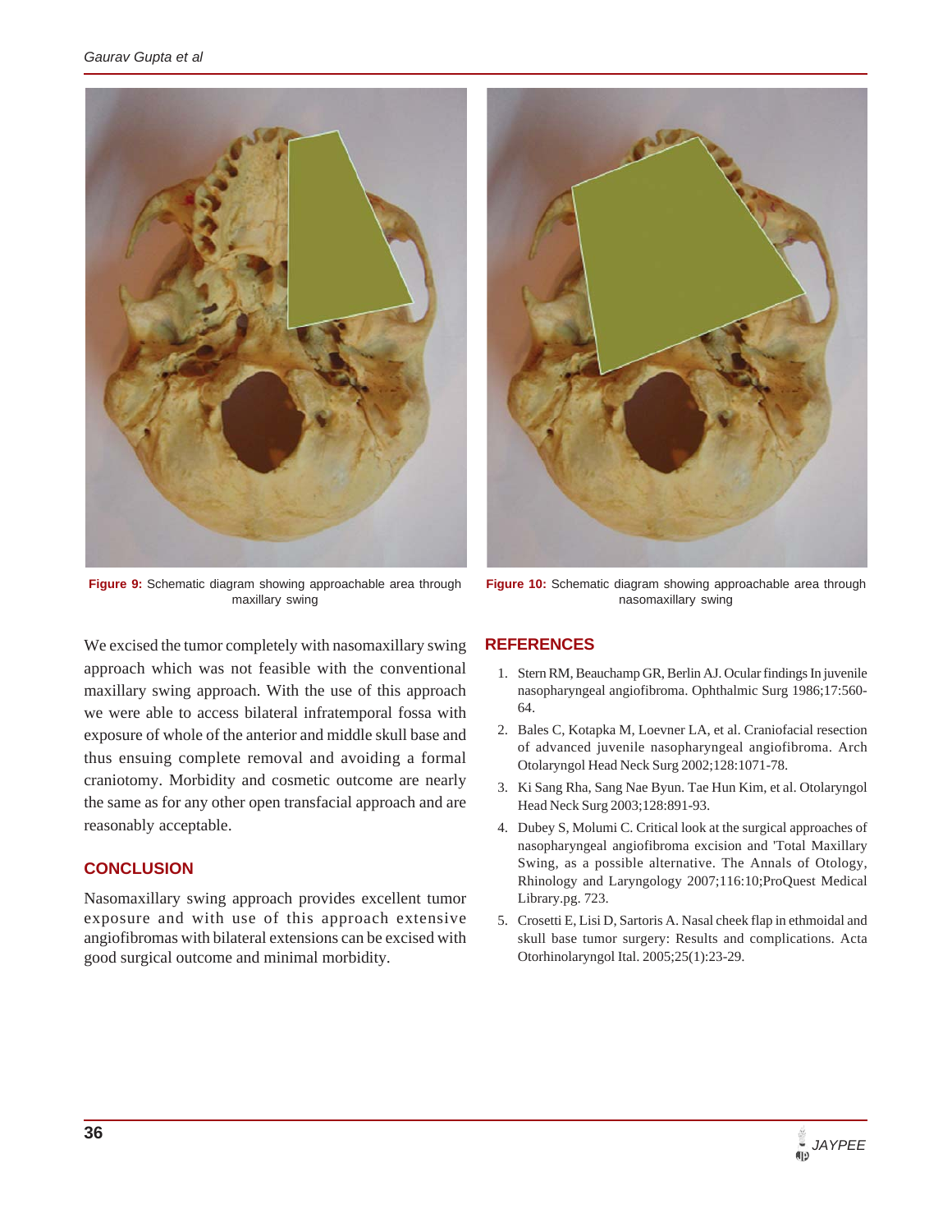Figure 9: Schematic diagram showing approachable area through maxillary swing

Figure 10: Schematic diagram showing approachable area through nasomaxillary swing

We excised the tumor completely with nasomaxillary swing approach which was not feasible with the conventional maxillary swing approach. With the use of this approach we were able to access bilateral infratemporal fossa with exposure of whole of the anterior and middle skull base and thus ensuing complete removal and avoiding a formal craniotomy. Morbidity and cosmetic outcome are nearly the same as for any other open transfacial approach and are reasonably acceptable.

## CONCLUSION

Nasomaxillary swing approach provides excellent tumor exposure and with use of this approach extensive angiofibromas with bilateral extensions can be excised with good surgical outcome and minimal morbidity.

## REFERENCES

1. Stern RM, Beauchamp GR, Berlin AJ. Ocular findings In juvenile nasopharyngeal angiofibroma. Ophthalmic Surg 1986;17:560-64.
2. Bales C, Kotapka M, Loevner LA, et al. Craniofacial resection of advanced juvenile nasopharyngeal angiofibroma. Arch Otolaryngol Head Neck Surg 2002;128:1071-78.
3. Ki Sang Rha, Sang Nae Byun. Tae Hun Kim, et al. Otolaryngol Head Neck Surg 2003;128:891-93.
4. Dubey S, Molumi C. Critical look at the surgical approaches of nasopharyngeal angiofibroma excision and 'Total Maxillary Swing, as a possible alternative. The Annals of Otology, Rhinology and Laryngology 2007;116:10;ProQuest Medical Library.pg. 723.
5. Crosetti E, Lisi D, Sartoris A. Nasal cheek flap in ethmoidal and skull base tumor surgery: Results and complications. Acta Otorhinolaryngol Ital. 2005;25(1):23-29.